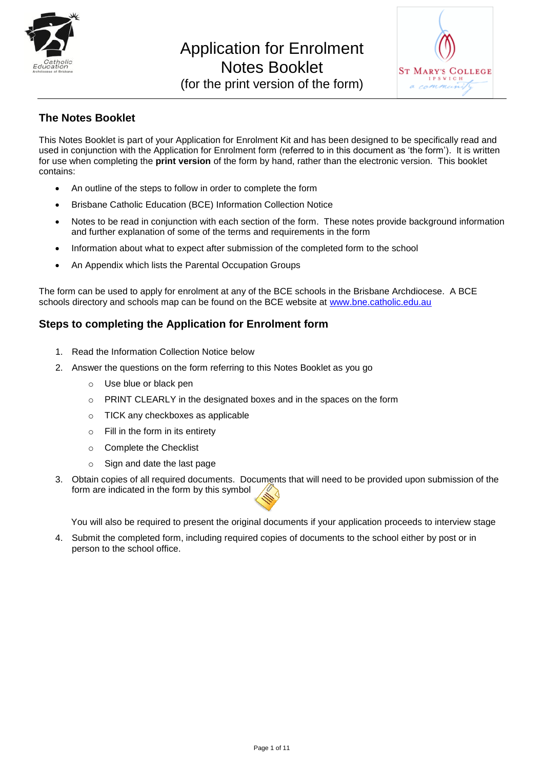# Application for Enrolment Notes Booklet

(for the print version of the form)

## The Notes Booklet

This Notes Booklet is part of your Application for Enrolment Kit and has been designed to be specifically read and used in conjunction with the Application for Enrolment form (referred to in this document as 'the form'). It is written for use when completing the **print version** of the form by hand, rather than the electronic version. This booklet contains:

- An outline of the steps to follow in order to complete the form
- Brisbane Catholic Education (BCE) Information Collection Notice
- Notes to be read in conjunction with each section of the form. These notes provide background information and further explanation of some of the terms and requirements in the form
- Information about what to expect after submission of the completed form to the school
- An Appendix which lists the Parental Occupation Groups

The form can be used to apply for enrolment at any of the BCE schools in the Brisbane Archdiocese. A BCE schools directory and schools map can be found on the BCE website at [www.bne.catholic.edu.au](http://www.bne.catholic.edu.au)

## Steps to completing the Application for Enrolment form

1. Read the Information Collection Notice below
2. Answer the questions on the form referring to this Notes Booklet as you go
   - Use blue or black pen
   - PRINT CLEARLY in the designated boxes and in the spaces on the form
   - TICK any checkboxes as applicable
   - Fill in the form in its entirety
   - Complete the Checklist
   - Sign and date the last page
3. Obtain copies of all required documents. Documents that will need to be provided upon submission of the form are indicated in the form by this symbol

   You will also be required to present the original documents if your application proceeds to interview stage
4. Submit the completed form, including required copies of documents to the school either by post or in person to the school office.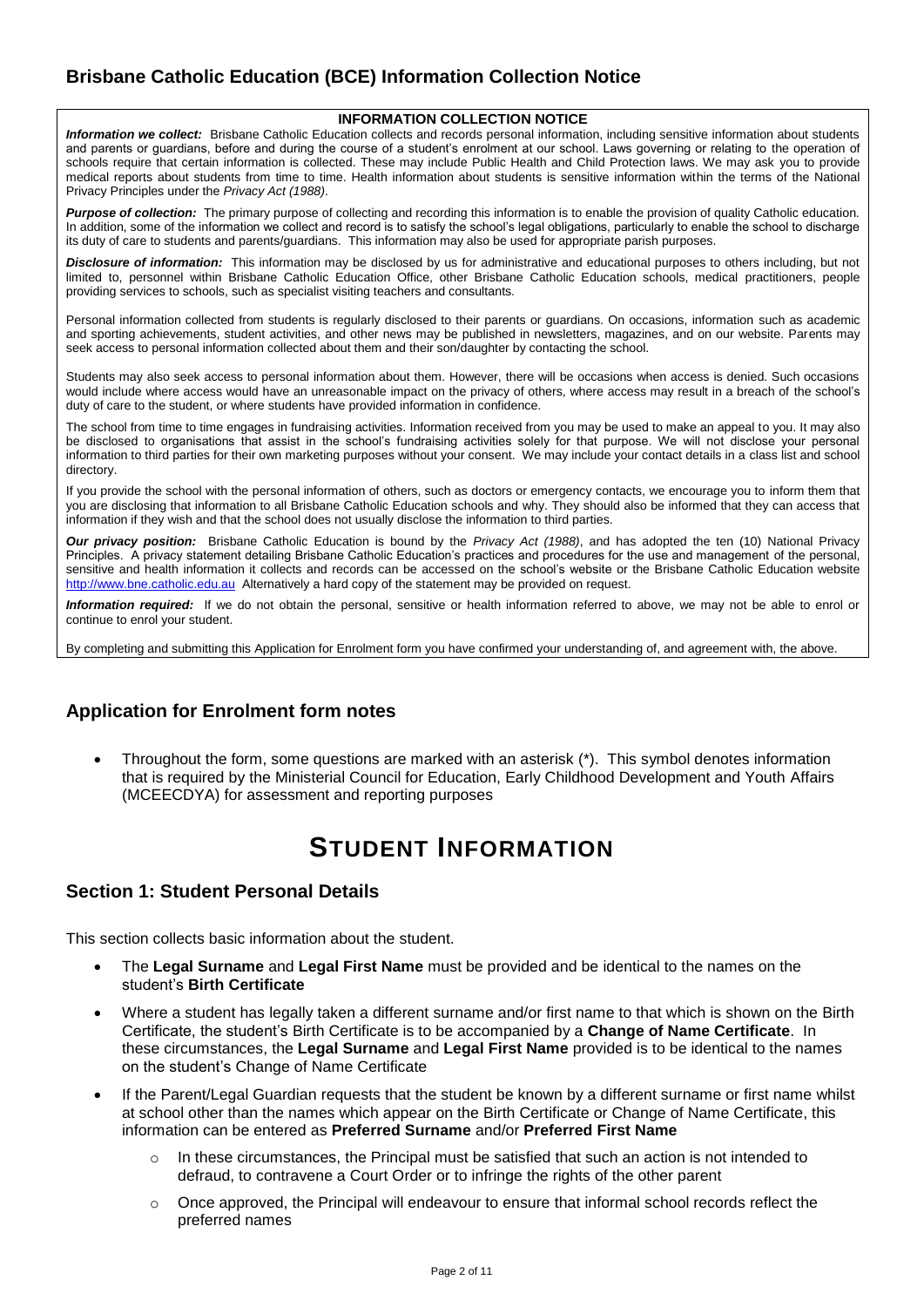## Brisbane Catholic Education (BCE) Information Collection Notice

**INFORMATION COLLECTION NOTICE**

***Information we collect:*** Brisbane Catholic Education collects and records personal information, including sensitive information about students and parents or guardians, before and during the course of a student's enrolment at our school. Laws governing or relating to the operation of schools require that certain information is collected. These may include Public Health and Child Protection laws. We may ask you to provide medical reports about students from time to time. Health information about students is sensitive information within the terms of the National Privacy Principles under the *Privacy Act (1988)*.

***Purpose of collection:*** The primary purpose of collecting and recording this information is to enable the provision of quality Catholic education. In addition, some of the information we collect and record is to satisfy the school's legal obligations, particularly to enable the school to discharge its duty of care to students and parents/guardians. This information may also be used for appropriate parish purposes.

***Disclosure of information:*** This information may be disclosed by us for administrative and educational purposes to others including, but not limited to, personnel within Brisbane Catholic Education Office, other Brisbane Catholic Education schools, medical practitioners, people providing services to schools, such as specialist visiting teachers and consultants.

Personal information collected from students is regularly disclosed to their parents or guardians. On occasions, information such as academic and sporting achievements, student activities, and other news may be published in newsletters, magazines, and on our website. Parents may seek access to personal information collected about them and their son/daughter by contacting the school.

Students may also seek access to personal information about them. However, there will be occasions when access is denied. Such occasions would include where access would have an unreasonable impact on the privacy of others, where access may result in a breach of the school's duty of care to the student, or where students have provided information in confidence.

The school from time to time engages in fundraising activities. Information received from you may be used to make an appeal to you. It may also be disclosed to organisations that assist in the school's fundraising activities solely for that purpose. We will not disclose your personal information to third parties for their own marketing purposes without your consent. We may include your contact details in a class list and school directory.

If you provide the school with the personal information of others, such as doctors or emergency contacts, we encourage you to inform them that you are disclosing that information to all Brisbane Catholic Education schools and why. They should also be informed that they can access that information if they wish and that the school does not usually disclose the information to third parties.

***Our privacy position:*** Brisbane Catholic Education is bound by the *Privacy Act (1988)*, and has adopted the ten (10) National Privacy Principles. A privacy statement detailing Brisbane Catholic Education's practices and procedures for the use and management of the personal, sensitive and health information it collects and records can be accessed on the school's website or the Brisbane Catholic Education website http://www.bne.catholic.edu.au Alternatively a hard copy of the statement may be provided on request.

***Information required:*** If we do not obtain the personal, sensitive or health information referred to above, we may not be able to enrol or continue to enrol your student.

By completing and submitting this Application for Enrolment form you have confirmed your understanding of, and agreement with, the above.

## Application for Enrolment form notes

- Throughout the form, some questions are marked with an asterisk (*). This symbol denotes information that is required by the Ministerial Council for Education, Early Childhood Development and Youth Affairs (MCEECDYA) for assessment and reporting purposes

# STUDENT INFORMATION

## Section 1: Student Personal Details

This section collects basic information about the student.

- The **Legal Surname** and **Legal First Name** must be provided and be identical to the names on the student's **Birth Certificate**
- Where a student has legally taken a different surname and/or first name to that which is shown on the Birth Certificate, the student's Birth Certificate is to be accompanied by a **Change of Name Certificate**. In these circumstances, the **Legal Surname** and **Legal First Name** provided is to be identical to the names on the student's Change of Name Certificate
- If the Parent/Legal Guardian requests that the student be known by a different surname or first name whilst at school other than the names which appear on the Birth Certificate or Change of Name Certificate, this information can be entered as **Preferred Surname** and/or **Preferred First Name**
  - In these circumstances, the Principal must be satisfied that such an action is not intended to defraud, to contravene a Court Order or to infringe the rights of the other parent
  - Once approved, the Principal will endeavour to ensure that informal school records reflect the preferred names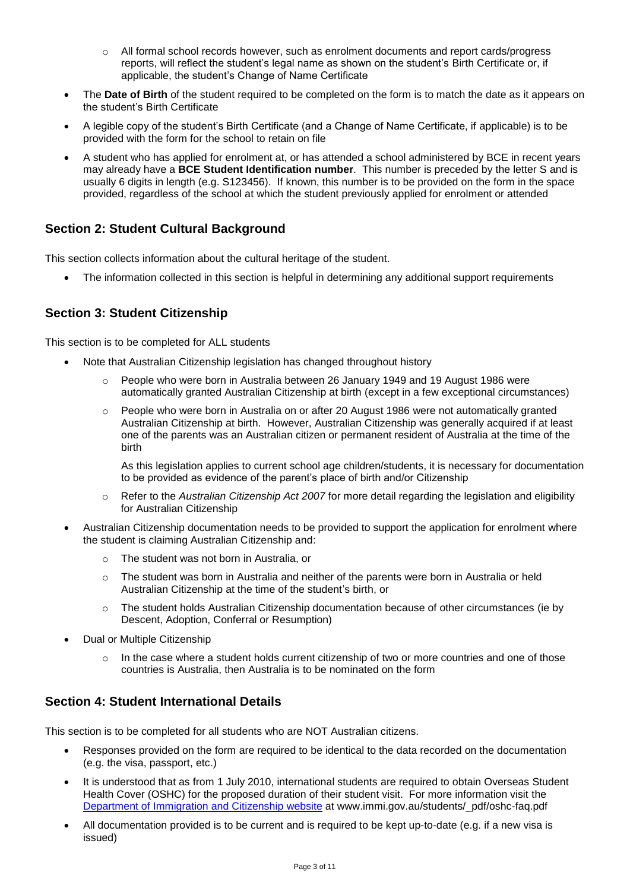- All formal school records however, such as enrolment documents and report cards/progress reports, will reflect the student's legal name as shown on the student's Birth Certificate or, if applicable, the student's Change of Name Certificate
- The **Date of Birth** of the student required to be completed on the form is to match the date as it appears on the student's Birth Certificate
- A legible copy of the student's Birth Certificate (and a Change of Name Certificate, if applicable) is to be provided with the form for the school to retain on file
- A student who has applied for enrolment at, or has attended a school administered by BCE in recent years may already have a **BCE Student Identification number**. This number is preceded by the letter S and is usually 6 digits in length (e.g. S123456). If known, this number is to be provided on the form in the space provided, regardless of the school at which the student previously applied for enrolment or attended

## Section 2: Student Cultural Background

This section collects information about the cultural heritage of the student.

- The information collected in this section is helpful in determining any additional support requirements

## Section 3: Student Citizenship

This section is to be completed for ALL students

- Note that Australian Citizenship legislation has changed throughout history
    - People who were born in Australia between 26 January 1949 and 19 August 1986 were automatically granted Australian Citizenship at birth (except in a few exceptional circumstances)
    - People who were born in Australia on or after 20 August 1986 were not automatically granted Australian Citizenship at birth. However, Australian Citizenship was generally acquired if at least one of the parents was an Australian citizen or permanent resident of Australia at the time of the birth

      As this legislation applies to current school age children/students, it is necessary for documentation to be provided as evidence of the parent's place of birth and/or Citizenship
    - Refer to the *Australian Citizenship Act 2007* for more detail regarding the legislation and eligibility for Australian Citizenship
- Australian Citizenship documentation needs to be provided to support the application for enrolment where the student is claiming Australian Citizenship and:
    - The student was not born in Australia, or
    - The student was born in Australia and neither of the parents were born in Australia or held Australian Citizenship at the time of the student's birth, or
    - The student holds Australian Citizenship documentation because of other circumstances (ie by Descent, Adoption, Conferral or Resumption)
- Dual or Multiple Citizenship
    - In the case where a student holds current citizenship of two or more countries and one of those countries is Australia, then Australia is to be nominated on the form

## Section 4: Student International Details

This section is to be completed for all students who are NOT Australian citizens.

- Responses provided on the form are required to be identical to the data recorded on the documentation (e.g. the visa, passport, etc.)
- It is understood that as from 1 July 2010, international students are required to obtain Overseas Student Health Cover (OSHC) for the proposed duration of their student visit. For more information visit the Department of Immigration and Citizenship website at www.immi.gov.au/students/_pdf/oshc-faq.pdf
- All documentation provided is to be current and is required to be kept up-to-date (e.g. if a new visa is issued)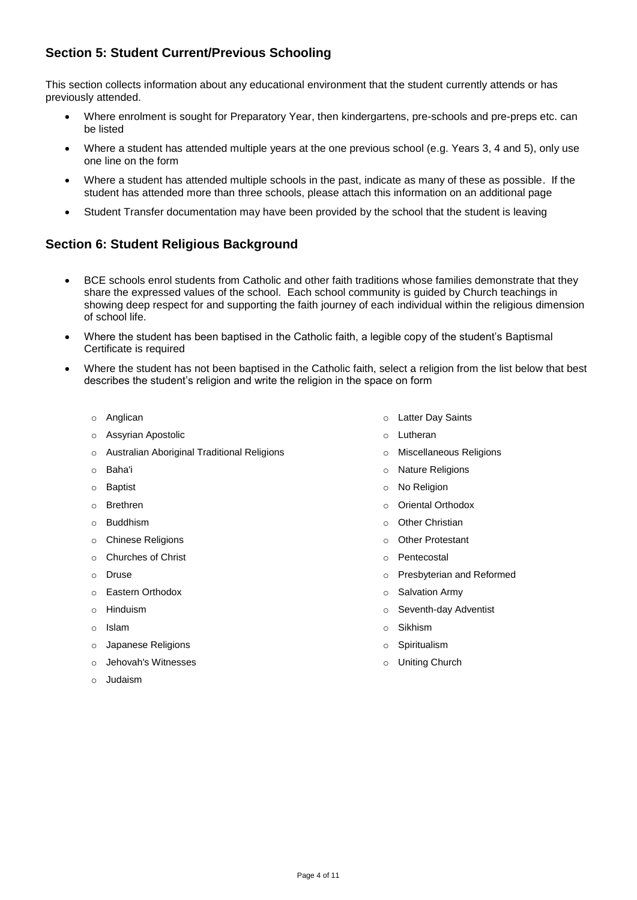## Section 5: Student Current/Previous Schooling

This section collects information about any educational environment that the student currently attends or has previously attended.

- Where enrolment is sought for Preparatory Year, then kindergartens, pre-schools and pre-preps etc. can be listed
- Where a student has attended multiple years at the one previous school (e.g. Years 3, 4 and 5), only use one line on the form
- Where a student has attended multiple schools in the past, indicate as many of these as possible. If the student has attended more than three schools, please attach this information on an additional page
- Student Transfer documentation may have been provided by the school that the student is leaving

## Section 6: Student Religious Background

- BCE schools enrol students from Catholic and other faith traditions whose families demonstrate that they share the expressed values of the school. Each school community is guided by Church teachings in showing deep respect for and supporting the faith journey of each individual within the religious dimension of school life.
- Where the student has been baptised in the Catholic faith, a legible copy of the student's Baptismal Certificate is required
- Where the student has not been baptised in the Catholic faith, select a religion from the list below that best describes the student's religion and write the religion in the space on form

    - Anglican
    - Assyrian Apostolic
    - Australian Aboriginal Traditional Religions
    - Baha'i
    - Baptist
    - Brethren
    - Buddhism
    - Chinese Religions
    - Churches of Christ
    - Druse
    - Eastern Orthodox
    - Hinduism
    - Islam
    - Japanese Religions
    - Jehovah's Witnesses
    - Judaism
    - Latter Day Saints
    - Lutheran
    - Miscellaneous Religions
    - Nature Religions
    - No Religion
    - Oriental Orthodox
    - Other Christian
    - Other Protestant
    - Pentecostal
    - Presbyterian and Reformed
    - Salvation Army
    - Seventh-day Adventist
    - Sikhism
    - Spiritualism
    - Uniting Church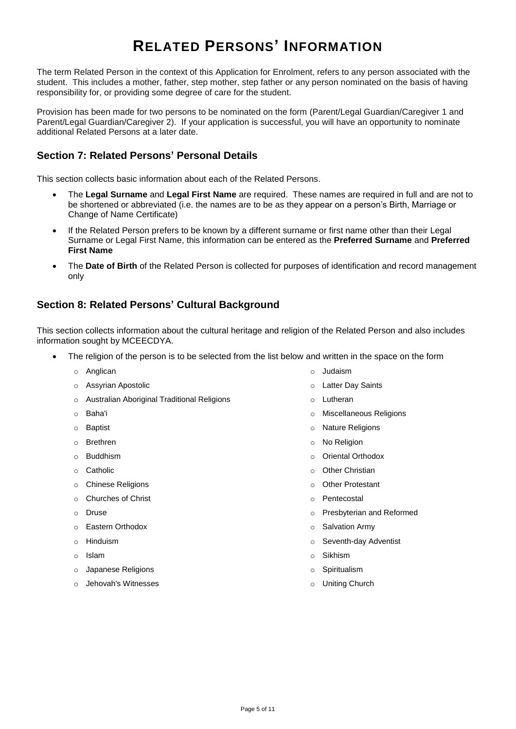# RELATED PERSONS' INFORMATION

The term Related Person in the context of this Application for Enrolment, refers to any person associated with the student. This includes a mother, father, step mother, step father or any person nominated on the basis of having responsibility for, or providing some degree of care for the student.

Provision has been made for two persons to be nominated on the form (Parent/Legal Guardian/Caregiver 1 and Parent/Legal Guardian/Caregiver 2). If your application is successful, you will have an opportunity to nominate additional Related Persons at a later date.

## Section 7: Related Persons' Personal Details

This section collects basic information about each of the Related Persons.

- The **Legal Surname** and **Legal First Name** are required. These names are required in full and are not to be shortened or abbreviated (i.e. the names are to be as they appear on a person's Birth, Marriage or Change of Name Certificate)
- If the Related Person prefers to be known by a different surname or first name other than their Legal Surname or Legal First Name, this information can be entered as the **Preferred Surname** and **Preferred First Name**
- The **Date of Birth** of the Related Person is collected for purposes of identification and record management only

## Section 8: Related Persons' Cultural Background

This section collects information about the cultural heritage and religion of the Related Person and also includes information sought by MCEECDYA.

- The religion of the person is to be selected from the list below and written in the space on the form
  - Anglican
  - Assyrian Apostolic
  - Australian Aboriginal Traditional Religions
  - Baha'i
  - Baptist
  - Brethren
  - Buddhism
  - Catholic
  - Chinese Religions
  - Churches of Christ
  - Druse
  - Eastern Orthodox
  - Hinduism
  - Islam
  - Japanese Religions
  - Jehovah's Witnesses
  - Judaism
  - Latter Day Saints
  - Lutheran
  - Miscellaneous Religions
  - Nature Religions
  - No Religion
  - Oriental Orthodox
  - Other Christian
  - Other Protestant
  - Pentecostal
  - Presbyterian and Reformed
  - Salvation Army
  - Seventh-day Adventist
  - Sikhism
  - Spiritualism
  - Uniting Church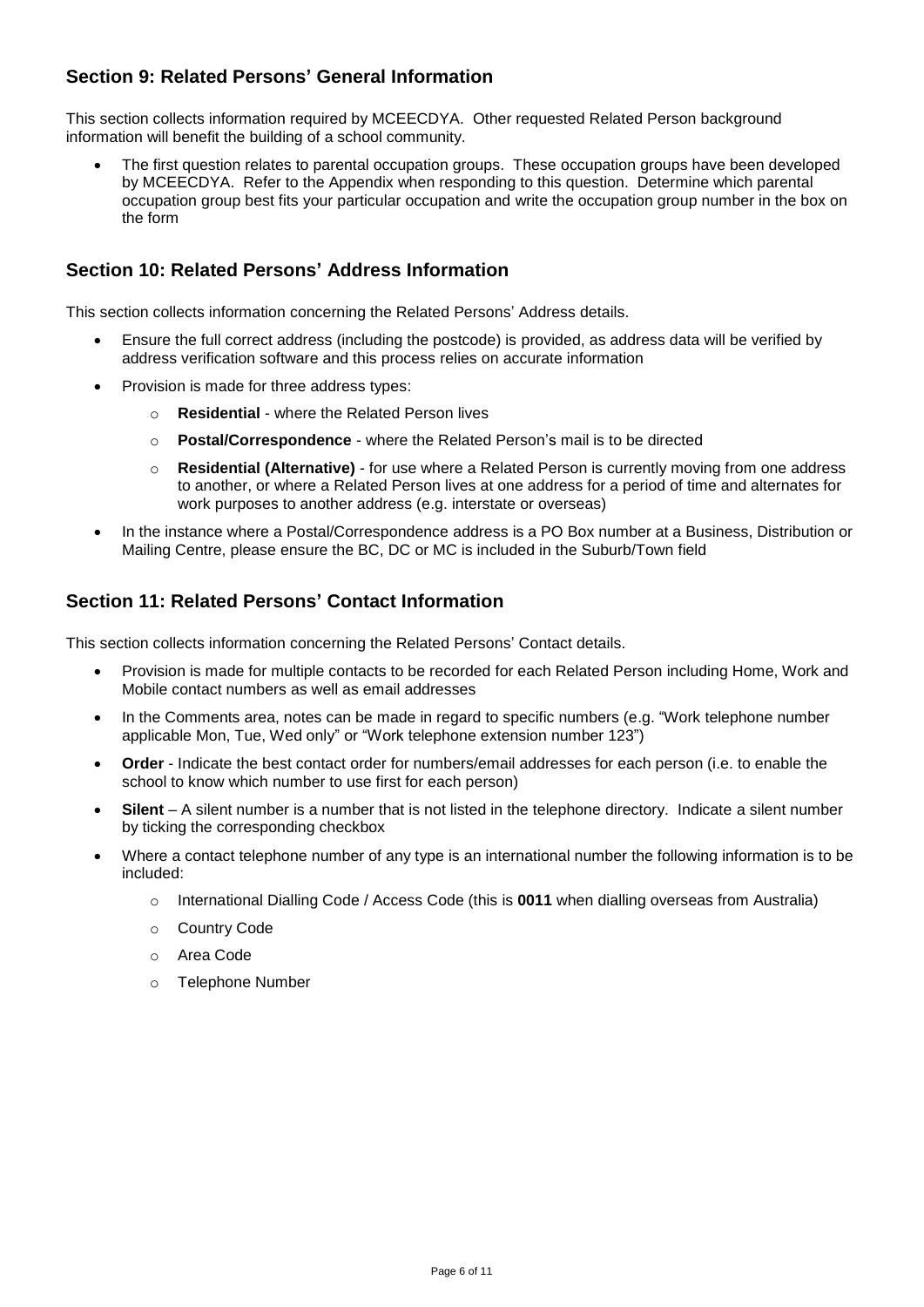## Section 9: Related Persons' General Information

This section collects information required by MCEECDYA. Other requested Related Person background information will benefit the building of a school community.

- The first question relates to parental occupation groups. These occupation groups have been developed by MCEECDYA. Refer to the Appendix when responding to this question. Determine which parental occupation group best fits your particular occupation and write the occupation group number in the box on the form

## Section 10: Related Persons' Address Information

This section collects information concerning the Related Persons' Address details.

- Ensure the full correct address (including the postcode) is provided, as address data will be verified by address verification software and this process relies on accurate information
- Provision is made for three address types:
  - **Residential** - where the Related Person lives
  - **Postal/Correspondence** - where the Related Person's mail is to be directed
  - **Residential (Alternative)** - for use where a Related Person is currently moving from one address to another, or where a Related Person lives at one address for a period of time and alternates for work purposes to another address (e.g. interstate or overseas)
- In the instance where a Postal/Correspondence address is a PO Box number at a Business, Distribution or Mailing Centre, please ensure the BC, DC or MC is included in the Suburb/Town field

## Section 11: Related Persons' Contact Information

This section collects information concerning the Related Persons' Contact details.

- Provision is made for multiple contacts to be recorded for each Related Person including Home, Work and Mobile contact numbers as well as email addresses
- In the Comments area, notes can be made in regard to specific numbers (e.g. "Work telephone number applicable Mon, Tue, Wed only" or "Work telephone extension number 123")
- **Order** - Indicate the best contact order for numbers/email addresses for each person (i.e. to enable the school to know which number to use first for each person)
- **Silent** – A silent number is a number that is not listed in the telephone directory. Indicate a silent number by ticking the corresponding checkbox
- Where a contact telephone number of any type is an international number the following information is to be included:
  - International Dialling Code / Access Code (this is **0011** when dialling overseas from Australia)
  - Country Code
  - Area Code
  - Telephone Number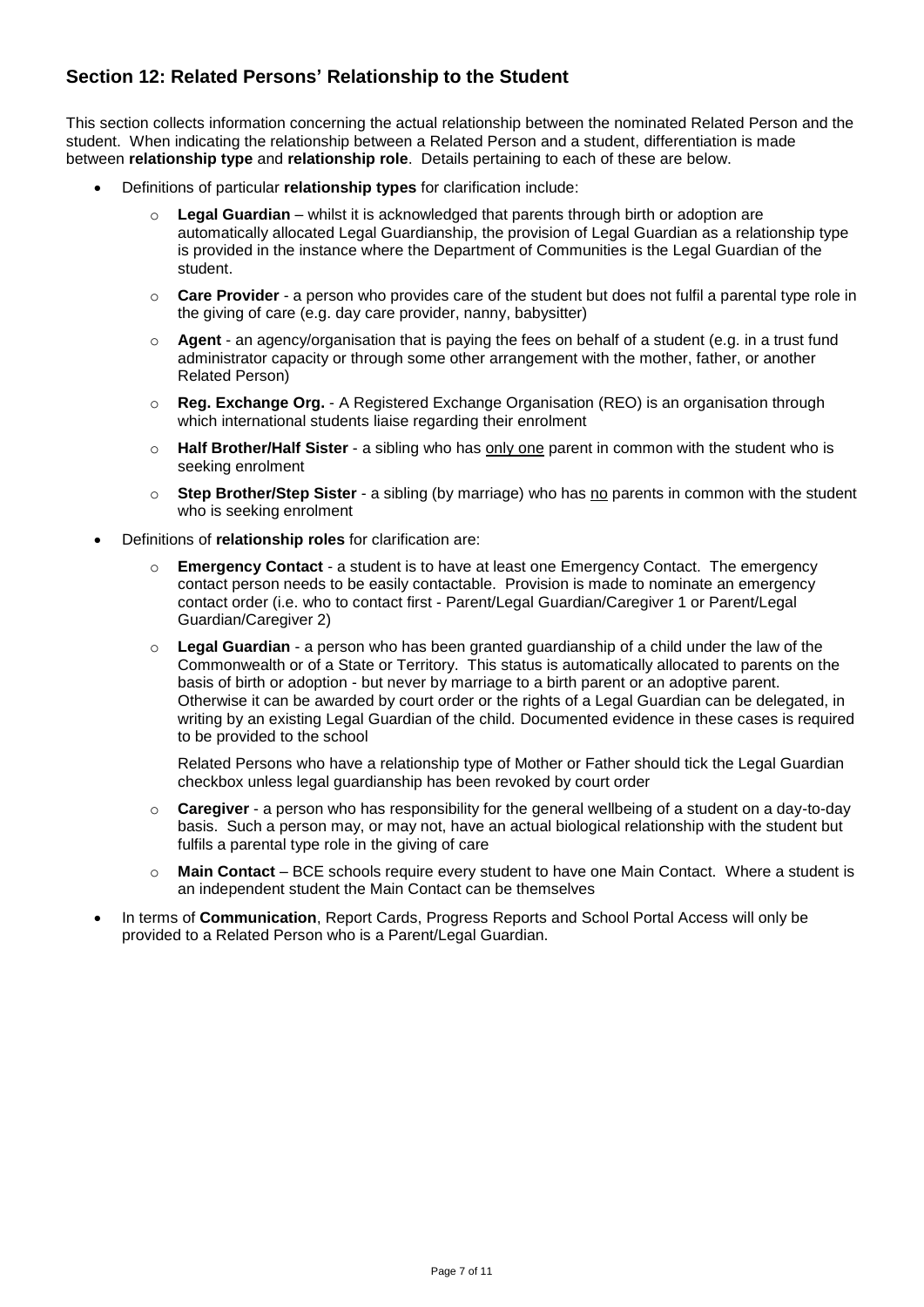## Section 12: Related Persons' Relationship to the Student

This section collects information concerning the actual relationship between the nominated Related Person and the student. When indicating the relationship between a Related Person and a student, differentiation is made between **relationship type** and **relationship role**. Details pertaining to each of these are below.

- Definitions of particular **relationship types** for clarification include:
  - **Legal Guardian** – whilst it is acknowledged that parents through birth or adoption are automatically allocated Legal Guardianship, the provision of Legal Guardian as a relationship type is provided in the instance where the Department of Communities is the Legal Guardian of the student.
  - **Care Provider** - a person who provides care of the student but does not fulfil a parental type role in the giving of care (e.g. day care provider, nanny, babysitter)
  - **Agent** - an agency/organisation that is paying the fees on behalf of a student (e.g. in a trust fund administrator capacity or through some other arrangement with the mother, father, or another Related Person)
  - **Reg. Exchange Org.** - A Registered Exchange Organisation (REO) is an organisation through which international students liaise regarding their enrolment
  - **Half Brother/Half Sister** - a sibling who has only one parent in common with the student who is seeking enrolment
  - **Step Brother/Step Sister** - a sibling (by marriage) who has no parents in common with the student who is seeking enrolment
- Definitions of **relationship roles** for clarification are:
  - **Emergency Contact** - a student is to have at least one Emergency Contact. The emergency contact person needs to be easily contactable. Provision is made to nominate an emergency contact order (i.e. who to contact first - Parent/Legal Guardian/Caregiver 1 or Parent/Legal Guardian/Caregiver 2)
  - **Legal Guardian** - a person who has been granted guardianship of a child under the law of the Commonwealth or of a State or Territory. This status is automatically allocated to parents on the basis of birth or adoption - but never by marriage to a birth parent or an adoptive parent. Otherwise it can be awarded by court order or the rights of a Legal Guardian can be delegated, in writing by an existing Legal Guardian of the child. Documented evidence in these cases is required to be provided to the school

    Related Persons who have a relationship type of Mother or Father should tick the Legal Guardian checkbox unless legal guardianship has been revoked by court order
  - **Caregiver** - a person who has responsibility for the general wellbeing of a student on a day-to-day basis. Such a person may, or may not, have an actual biological relationship with the student but fulfils a parental type role in the giving of care
  - **Main Contact** – BCE schools require every student to have one Main Contact. Where a student is an independent student the Main Contact can be themselves
- In terms of **Communication**, Report Cards, Progress Reports and School Portal Access will only be provided to a Related Person who is a Parent/Legal Guardian.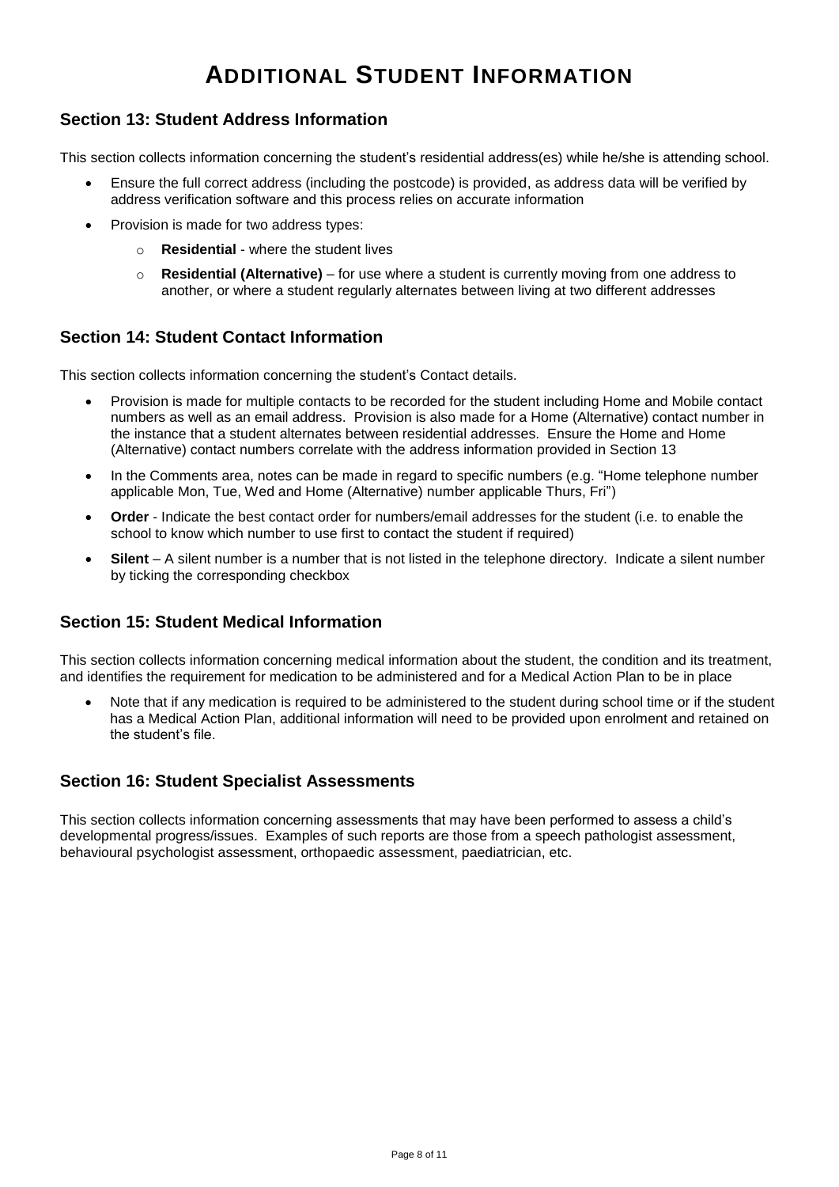# Additional Student Information

## Section 13: Student Address Information

This section collects information concerning the student's residential address(es) while he/she is attending school.

- Ensure the full correct address (including the postcode) is provided, as address data will be verified by address verification software and this process relies on accurate information
- Provision is made for two address types:
  - **Residential** - where the student lives
  - **Residential (Alternative)** – for use where a student is currently moving from one address to another, or where a student regularly alternates between living at two different addresses

## Section 14: Student Contact Information

This section collects information concerning the student's Contact details.

- Provision is made for multiple contacts to be recorded for the student including Home and Mobile contact numbers as well as an email address. Provision is also made for a Home (Alternative) contact number in the instance that a student alternates between residential addresses. Ensure the Home and Home (Alternative) contact numbers correlate with the address information provided in Section 13
- In the Comments area, notes can be made in regard to specific numbers (e.g. "Home telephone number applicable Mon, Tue, Wed and Home (Alternative) number applicable Thurs, Fri")
- **Order** - Indicate the best contact order for numbers/email addresses for the student (i.e. to enable the school to know which number to use first to contact the student if required)
- **Silent** – A silent number is a number that is not listed in the telephone directory. Indicate a silent number by ticking the corresponding checkbox

## Section 15: Student Medical Information

This section collects information concerning medical information about the student, the condition and its treatment, and identifies the requirement for medication to be administered and for a Medical Action Plan to be in place

- Note that if any medication is required to be administered to the student during school time or if the student has a Medical Action Plan, additional information will need to be provided upon enrolment and retained on the student's file.

## Section 16: Student Specialist Assessments

This section collects information concerning assessments that may have been performed to assess a child's developmental progress/issues. Examples of such reports are those from a speech pathologist assessment, behavioural psychologist assessment, orthopaedic assessment, paediatrician, etc.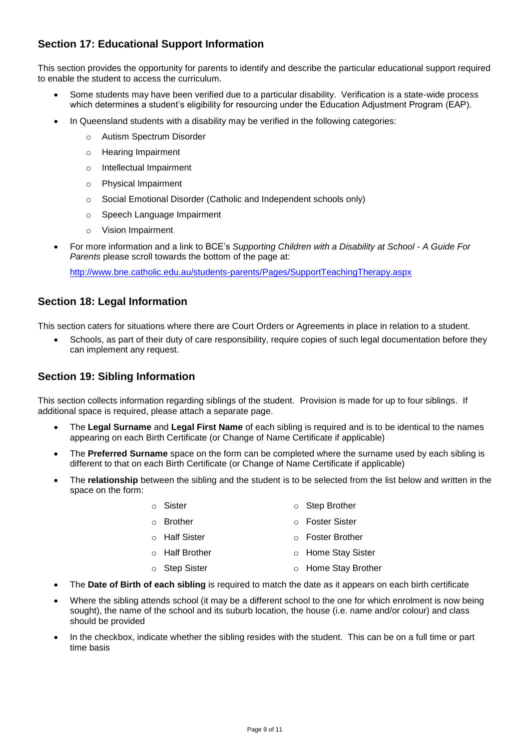## Section 17: Educational Support Information

This section provides the opportunity for parents to identify and describe the particular educational support required to enable the student to access the curriculum.

- Some students may have been verified due to a particular disability. Verification is a state-wide process which determines a student's eligibility for resourcing under the Education Adjustment Program (EAP).
- In Queensland students with a disability may be verified in the following categories:
  - Autism Spectrum Disorder
  - Hearing Impairment
  - Intellectual Impairment
  - Physical Impairment
  - Social Emotional Disorder (Catholic and Independent schools only)
  - Speech Language Impairment
  - Vision Impairment
- For more information and a link to BCE's *Supporting Children with a Disability at School - A Guide For Parents* please scroll towards the bottom of the page at:

  http://www.bne.catholic.edu.au/students-parents/Pages/SupportTeachingTherapy.aspx

## Section 18: Legal Information

This section caters for situations where there are Court Orders or Agreements in place in relation to a student.

- Schools, as part of their duty of care responsibility, require copies of such legal documentation before they can implement any request.

## Section 19: Sibling Information

This section collects information regarding siblings of the student. Provision is made for up to four siblings. If additional space is required, please attach a separate page.

- The **Legal Surname** and **Legal First Name** of each sibling is required and is to be identical to the names appearing on each Birth Certificate (or Change of Name Certificate if applicable)
- The **Preferred Surname** space on the form can be completed where the surname used by each sibling is different to that on each Birth Certificate (or Change of Name Certificate if applicable)
- The **relationship** between the sibling and the student is to be selected from the list below and written in the space on the form:
  - Sister
  - Brother
  - Half Sister
  - Half Brother
  - Step Sister
  - Step Brother
  - Foster Sister
  - Foster Brother
  - Home Stay Sister
  - Home Stay Brother
- The **Date of Birth of each sibling** is required to match the date as it appears on each birth certificate
- Where the sibling attends school (it may be a different school to the one for which enrolment is now being sought), the name of the school and its suburb location, the house (i.e. name and/or colour) and class should be provided
- In the checkbox, indicate whether the sibling resides with the student. This can be on a full time or part time basis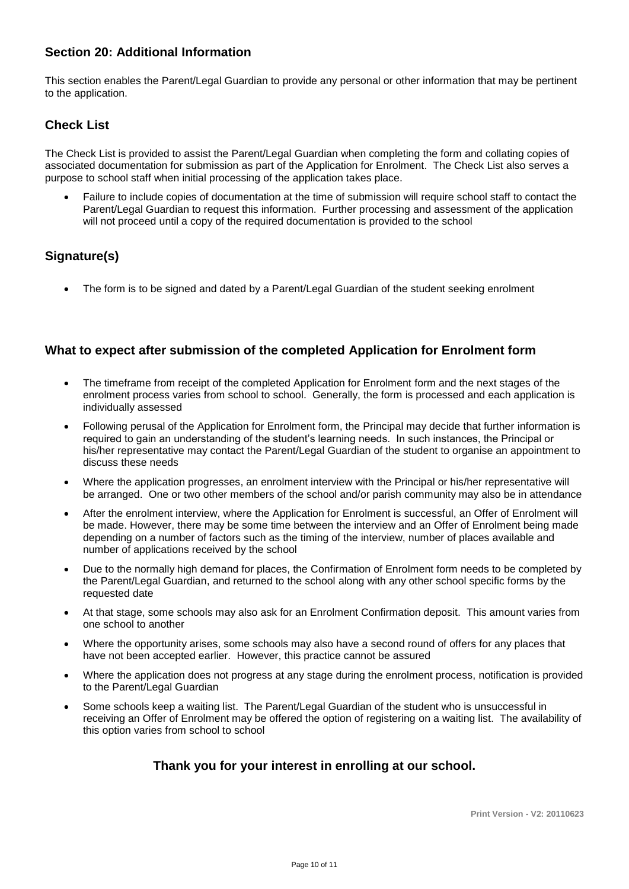## Section 20: Additional Information

This section enables the Parent/Legal Guardian to provide any personal or other information that may be pertinent to the application.

## Check List

The Check List is provided to assist the Parent/Legal Guardian when completing the form and collating copies of associated documentation for submission as part of the Application for Enrolment. The Check List also serves a purpose to school staff when initial processing of the application takes place.

- Failure to include copies of documentation at the time of submission will require school staff to contact the Parent/Legal Guardian to request this information. Further processing and assessment of the application will not proceed until a copy of the required documentation is provided to the school

## Signature(s)

- The form is to be signed and dated by a Parent/Legal Guardian of the student seeking enrolment

## What to expect after submission of the completed Application for Enrolment form

- The timeframe from receipt of the completed Application for Enrolment form and the next stages of the enrolment process varies from school to school. Generally, the form is processed and each application is individually assessed
- Following perusal of the Application for Enrolment form, the Principal may decide that further information is required to gain an understanding of the student's learning needs. In such instances, the Principal or his/her representative may contact the Parent/Legal Guardian of the student to organise an appointment to discuss these needs
- Where the application progresses, an enrolment interview with the Principal or his/her representative will be arranged. One or two other members of the school and/or parish community may also be in attendance
- After the enrolment interview, where the Application for Enrolment is successful, an Offer of Enrolment will be made. However, there may be some time between the interview and an Offer of Enrolment being made depending on a number of factors such as the timing of the interview, number of places available and number of applications received by the school
- Due to the normally high demand for places, the Confirmation of Enrolment form needs to be completed by the Parent/Legal Guardian, and returned to the school along with any other school specific forms by the requested date
- At that stage, some schools may also ask for an Enrolment Confirmation deposit. This amount varies from one school to another
- Where the opportunity arises, some schools may also have a second round of offers for any places that have not been accepted earlier. However, this practice cannot be assured
- Where the application does not progress at any stage during the enrolment process, notification is provided to the Parent/Legal Guardian
- Some schools keep a waiting list. The Parent/Legal Guardian of the student who is unsuccessful in receiving an Offer of Enrolment may be offered the option of registering on a waiting list. The availability of this option varies from school to school

**Thank you for your interest in enrolling at our school.**

**Print Version - V2: 20110623**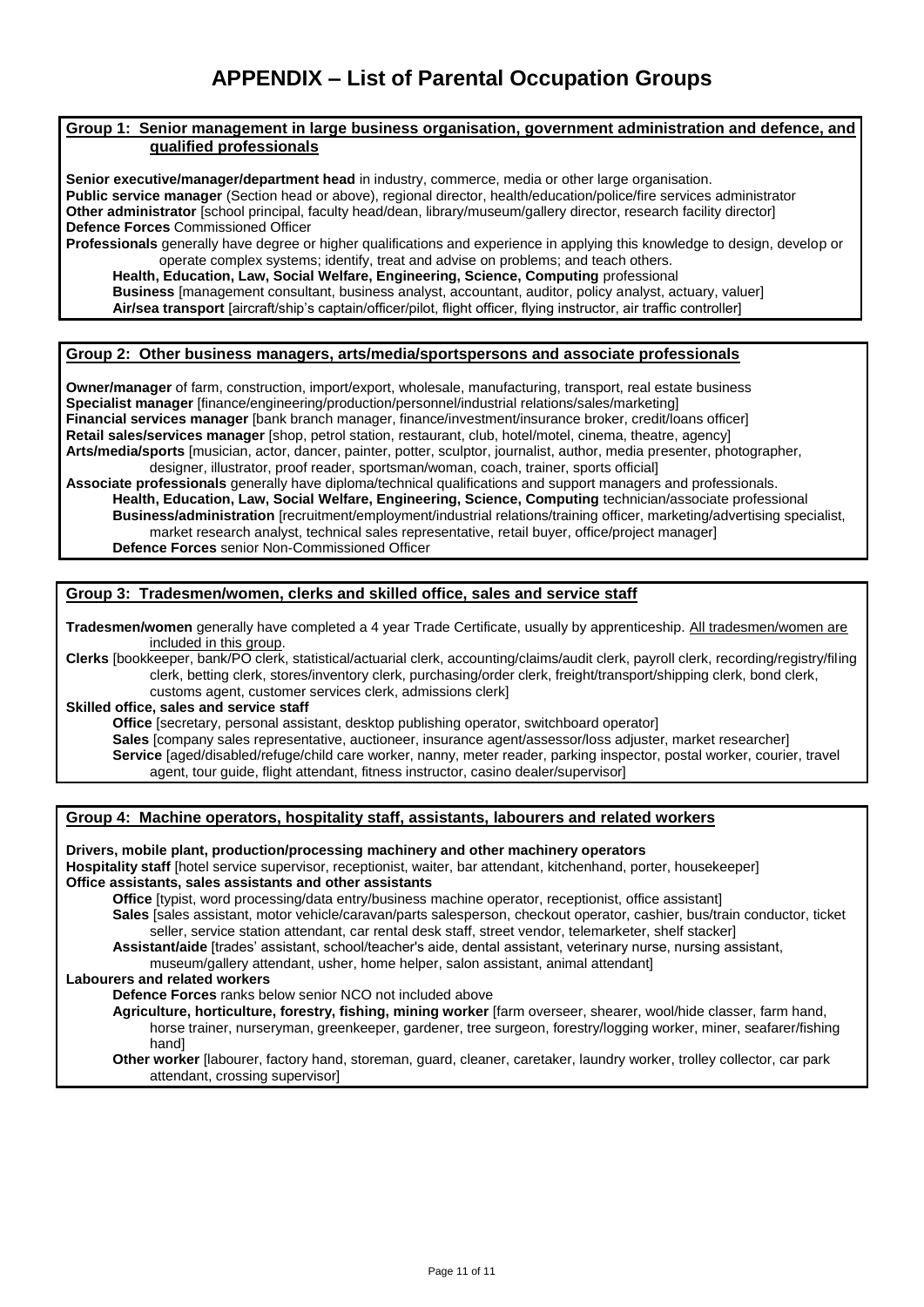# APPENDIX – List of Parental Occupation Groups

## Group 1: Senior management in large business organisation, government administration and defence, and qualified professionals

**Senior executive/manager/department head** in industry, commerce, media or other large organisation.
**Public service manager** (Section head or above), regional director, health/education/police/fire services administrator
**Other administrator** [school principal, faculty head/dean, library/museum/gallery director, research facility director]
**Defence Forces** Commissioned Officer
**Professionals** generally have degree or higher qualifications and experience in applying this knowledge to design, develop or operate complex systems; identify, treat and advise on problems; and teach others.

- **Health, Education, Law, Social Welfare, Engineering, Science, Computing** professional
- **Business** [management consultant, business analyst, accountant, auditor, policy analyst, actuary, valuer]
- **Air/sea transport** [aircraft/ship's captain/officer/pilot, flight officer, flying instructor, air traffic controller]

## Group 2: Other business managers, arts/media/sportspersons and associate professionals

**Owner/manager** of farm, construction, import/export, wholesale, manufacturing, transport, real estate business
**Specialist manager** [finance/engineering/production/personnel/industrial relations/sales/marketing]
**Financial services manager** [bank branch manager, finance/investment/insurance broker, credit/loans officer]
**Retail sales/services manager** [shop, petrol station, restaurant, club, hotel/motel, cinema, theatre, agency]
**Arts/media/sports** [musician, actor, dancer, painter, potter, sculptor, journalist, author, media presenter, photographer, designer, illustrator, proof reader, sportsman/woman, coach, trainer, sports official]
**Associate professionals** generally have diploma/technical qualifications and support managers and professionals.

- **Health, Education, Law, Social Welfare, Engineering, Science, Computing** technician/associate professional
- **Business/administration** [recruitment/employment/industrial relations/training officer, marketing/advertising specialist, market research analyst, technical sales representative, retail buyer, office/project manager]
- **Defence Forces** senior Non-Commissioned Officer

## Group 3: Tradesmen/women, clerks and skilled office, sales and service staff

**Tradesmen/women** generally have completed a 4 year Trade Certificate, usually by apprenticeship. All tradesmen/women are included in this group.
**Clerks** [bookkeeper, bank/PO clerk, statistical/actuarial clerk, accounting/claims/audit clerk, payroll clerk, recording/registry/filing clerk, betting clerk, stores/inventory clerk, purchasing/order clerk, freight/transport/shipping clerk, bond clerk, customs agent, customer services clerk, admissions clerk]
**Skilled office, sales and service staff**

- **Office** [secretary, personal assistant, desktop publishing operator, switchboard operator]
- **Sales** [company sales representative, auctioneer, insurance agent/assessor/loss adjuster, market researcher]
- **Service** [aged/disabled/refuge/child care worker, nanny, meter reader, parking inspector, postal worker, courier, travel agent, tour guide, flight attendant, fitness instructor, casino dealer/supervisor]

## Group 4: Machine operators, hospitality staff, assistants, labourers and related workers

**Drivers, mobile plant, production/processing machinery and other machinery operators**
**Hospitality staff** [hotel service supervisor, receptionist, waiter, bar attendant, kitchenhand, porter, housekeeper]
**Office assistants, sales assistants and other assistants**

- **Office** [typist, word processing/data entry/business machine operator, receptionist, office assistant]
- **Sales** [sales assistant, motor vehicle/caravan/parts salesperson, checkout operator, cashier, bus/train conductor, ticket seller, service station attendant, car rental desk staff, street vendor, telemarketer, shelf stacker]
- **Assistant/aide** [trades' assistant, school/teacher's aide, dental assistant, veterinary nurse, nursing assistant, museum/gallery attendant, usher, home helper, salon assistant, animal attendant]

**Labourers and related workers**

- **Defence Forces** ranks below senior NCO not included above
- **Agriculture, horticulture, forestry, fishing, mining worker** [farm overseer, shearer, wool/hide classer, farm hand, horse trainer, nurseryman, greenkeeper, gardener, tree surgeon, forestry/logging worker, miner, seafarer/fishing hand]
- **Other worker** [labourer, factory hand, storeman, guard, cleaner, caretaker, laundry worker, trolley collector, car park attendant, crossing supervisor]